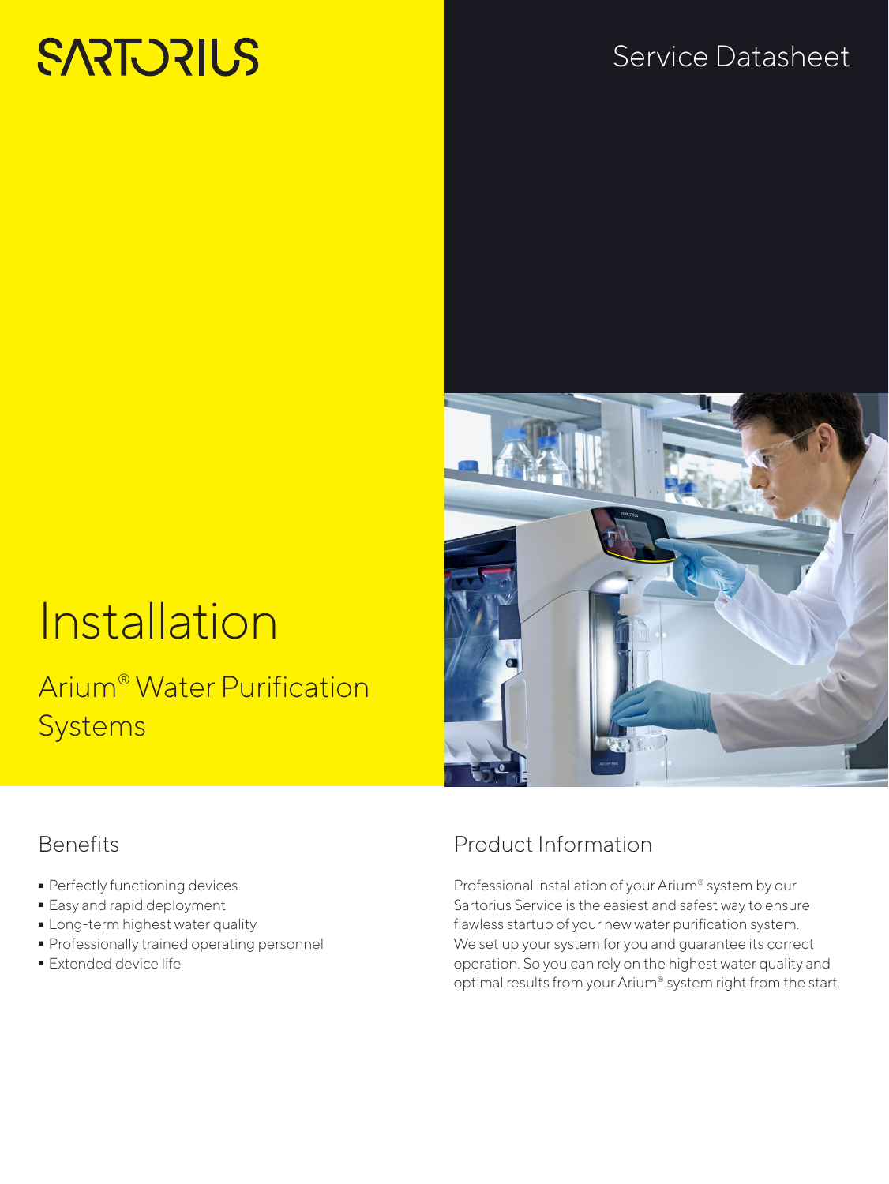SARTORIUS

Service Datasheet

# Installation

## Arium® Water Purification Systems

### Benefits

- Perfectly functioning devices
- Easy and rapid deployment
- Long-term highest water quality
- Professionally trained operating personnel
- Extended device life

### Product Information

Professional installation of your Arium® system by our Sartorius Service is the easiest and safest way to ensure flawless startup of your new water purification system. We set up your system for you and guarantee its correct operation. So you can rely on the highest water quality and optimal results from your Arium® system right from the start.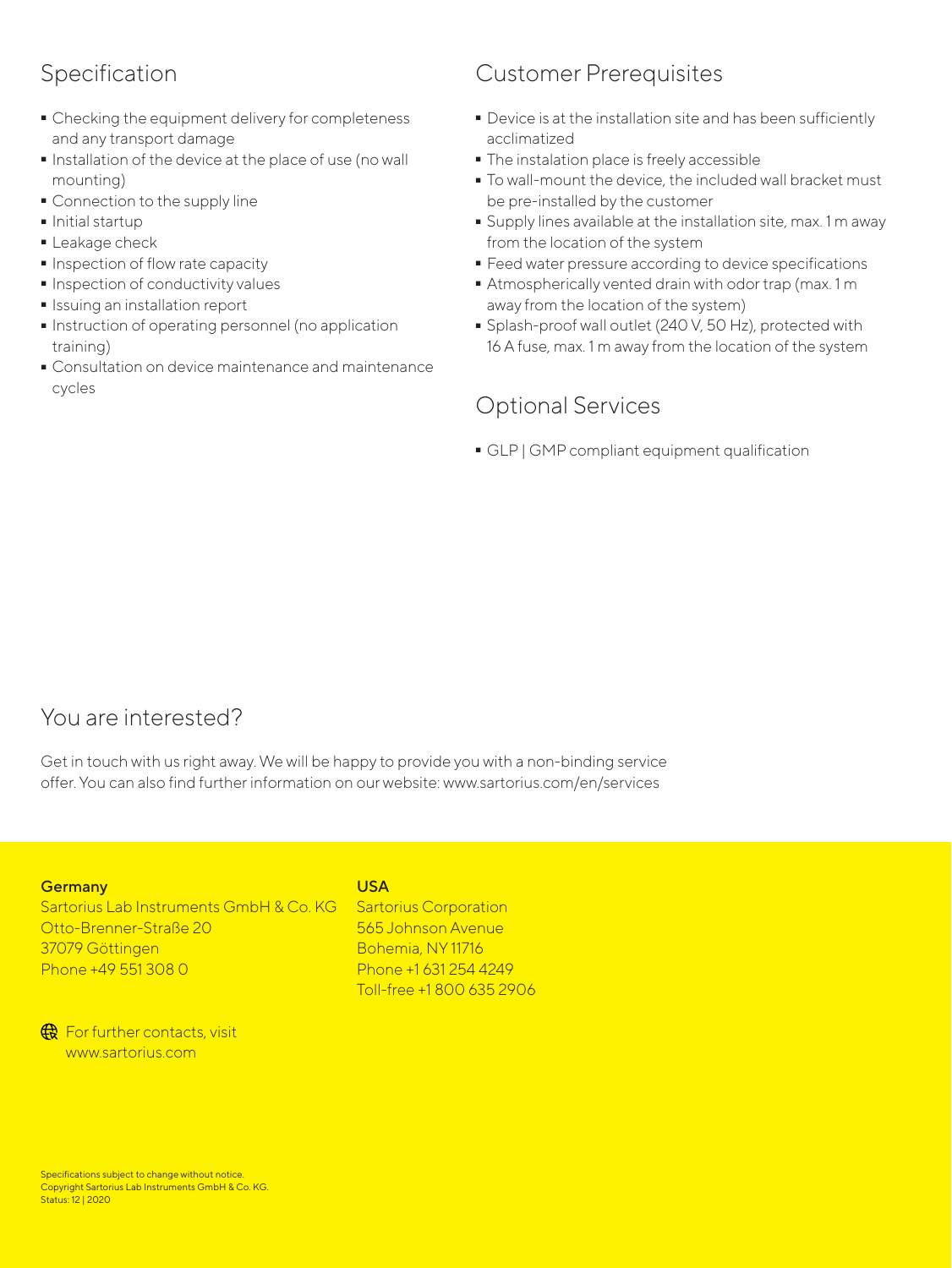## Specification

- Checking the equipment delivery for completeness and any transport damage
- Installation of the device at the place of use (no wall mounting)
- Connection to the supply line
- Initial startup
- Leakage check
- Inspection of flow rate capacity
- Inspection of conductivity values
- Issuing an installation report
- Instruction of operating personnel (no application training)
- Consultation on device maintenance and maintenance cycles

## Customer Prerequisites

- Device is at the installation site and has been sufficiently acclimatized
- The instalation place is freely accessible
- To wall-mount the device, the included wall bracket must be pre-installed by the customer
- Supply lines available at the installation site, max. 1 m away from the location of the system
- Feed water pressure according to device specifications
- Atmospherically vented drain with odor trap (max. 1 m away from the location of the system)
- Splash-proof wall outlet (240 V, 50 Hz), protected with 16 A fuse, max. 1 m away from the location of the system

## Optional Services

- GLP | GMP compliant equipment qualification

## You are interested?

Get in touch with us right away. We will be happy to provide you with a non-binding service offer. You can also find further information on our website: www.sartorius.com/en/services

**Germany**
Sartorius Lab Instruments GmbH & Co. KG
Otto-Brenner-Straße 20
37079 Göttingen
Phone +49 551 308 0

**USA**
Sartorius Corporation
565 Johnson Avenue
Bohemia, NY 11716
Phone +1 631 254 4249
Toll-free +1 800 635 2906

For further contacts, visit
www.sartorius.com

Specifications subject to change without notice.
Copyright Sartorius Lab Instruments GmbH & Co. KG.
Status: 12 | 2020